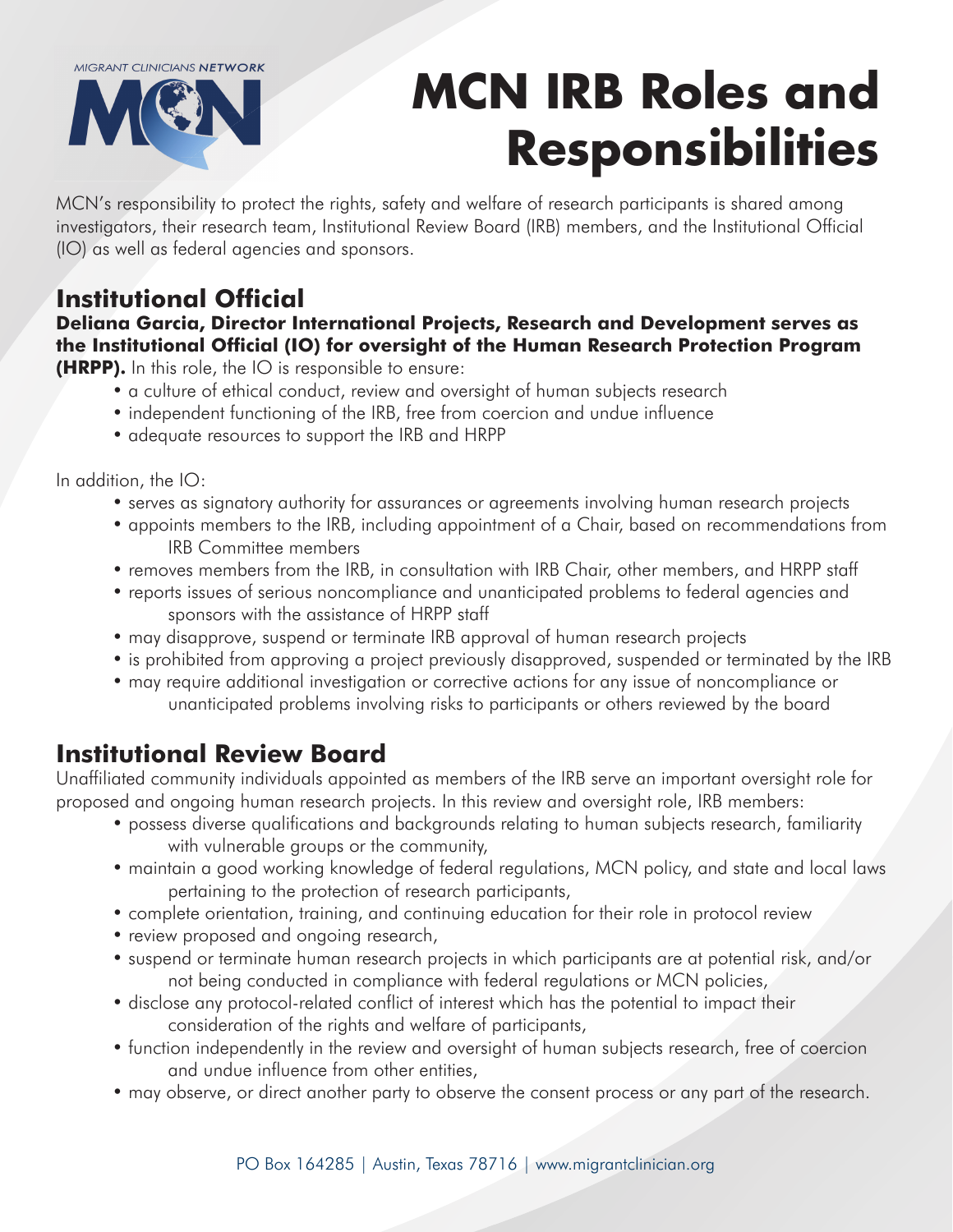MIGRANT CLINICIANS NETWORK

# MCN IRB Roles and Responsibilities

MCN's responsibility to protect the rights, safety and welfare of research participants is shared among investigators, their research team, Institutional Review Board (IRB) members, and the Institutional Official (IO) as well as federal agencies and sponsors.

## Institutional Official

**Deliana Garcia, Director International Projects, Research and Development serves as the Institutional Official (IO) for oversight of the Human Research Protection Program (HRPP).** In this role, the IO is responsible to ensure:

- a culture of ethical conduct, review and oversight of human subjects research
- independent functioning of the IRB, free from coercion and undue influence
- adequate resources to support the IRB and HRPP

In addition, the IO:

- serves as signatory authority for assurances or agreements involving human research projects
- appoints members to the IRB, including appointment of a Chair, based on recommendations from IRB Committee members
- removes members from the IRB, in consultation with IRB Chair, other members, and HRPP staff
- reports issues of serious noncompliance and unanticipated problems to federal agencies and sponsors with the assistance of HRPP staff
- may disapprove, suspend or terminate IRB approval of human research projects
- is prohibited from approving a project previously disapproved, suspended or terminated by the IRB
- may require additional investigation or corrective actions for any issue of noncompliance or unanticipated problems involving risks to participants or others reviewed by the board

## Institutional Review Board

Unaffiliated community individuals appointed as members of the IRB serve an important oversight role for proposed and ongoing human research projects. In this review and oversight role, IRB members:

- possess diverse qualifications and backgrounds relating to human subjects research, familiarity with vulnerable groups or the community,
- maintain a good working knowledge of federal regulations, MCN policy, and state and local laws pertaining to the protection of research participants,
- complete orientation, training, and continuing education for their role in protocol review
- review proposed and ongoing research,
- suspend or terminate human research projects in which participants are at potential risk, and/or not being conducted in compliance with federal regulations or MCN policies,
- disclose any protocol-related conflict of interest which has the potential to impact their consideration of the rights and welfare of participants,
- function independently in the review and oversight of human subjects research, free of coercion and undue influence from other entities,
- may observe, or direct another party to observe the consent process or any part of the research.

PO Box 164285 | Austin, Texas 78716 | www.migrantclinician.org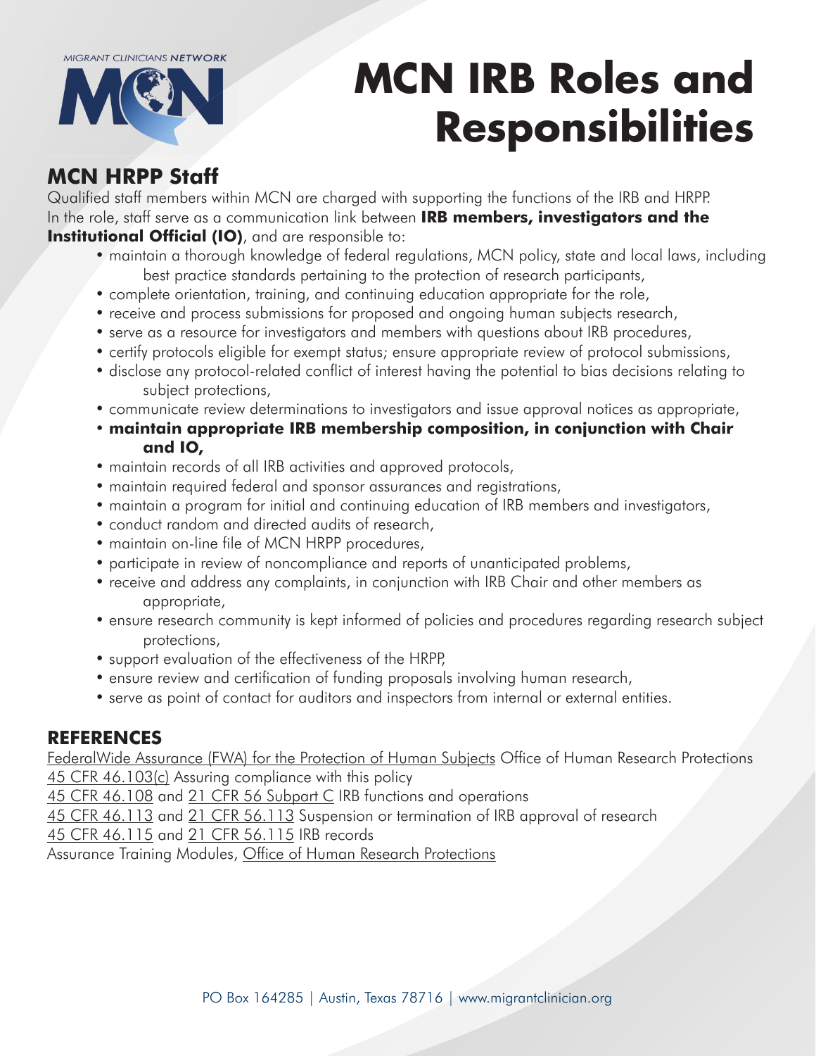# MCN IRB Roles and Responsibilities

## MCN HRPP Staff

Qualified staff members within MCN are charged with supporting the functions of the IRB and HRPP. In the role, staff serve as a communication link between **IRB members, investigators and the Institutional Official (IO)**, and are responsible to:

- maintain a thorough knowledge of federal regulations, MCN policy, state and local laws, including best practice standards pertaining to the protection of research participants,
- complete orientation, training, and continuing education appropriate for the role,
- receive and process submissions for proposed and ongoing human subjects research,
- serve as a resource for investigators and members with questions about IRB procedures,
- certify protocols eligible for exempt status; ensure appropriate review of protocol submissions,
- disclose any protocol-related conflict of interest having the potential to bias decisions relating to subject protections,
- communicate review determinations to investigators and issue approval notices as appropriate,
- **maintain appropriate IRB membership composition, in conjunction with Chair and IO,**
- maintain records of all IRB activities and approved protocols,
- maintain required federal and sponsor assurances and registrations,
- maintain a program for initial and continuing education of IRB members and investigators,
- conduct random and directed audits of research,
- maintain on-line file of MCN HRPP procedures,
- participate in review of noncompliance and reports of unanticipated problems,
- receive and address any complaints, in conjunction with IRB Chair and other members as appropriate,
- ensure research community is kept informed of policies and procedures regarding research subject protections,
- support evaluation of the effectiveness of the HRPP,
- ensure review and certification of funding proposals involving human research,
- serve as point of contact for auditors and inspectors from internal or external entities.

## REFERENCES

FederalWide Assurance (FWA) for the Protection of Human Subjects Office of Human Research Protections
45 CFR 46.103(c) Assuring compliance with this policy
45 CFR 46.108 and 21 CFR 56 Subpart C IRB functions and operations
45 CFR 46.113 and 21 CFR 56.113 Suspension or termination of IRB approval of research
45 CFR 46.115 and 21 CFR 56.115 IRB records
Assurance Training Modules, Office of Human Research Protections

PO Box 164285 | Austin, Texas 78716 | www.migrantclinician.org